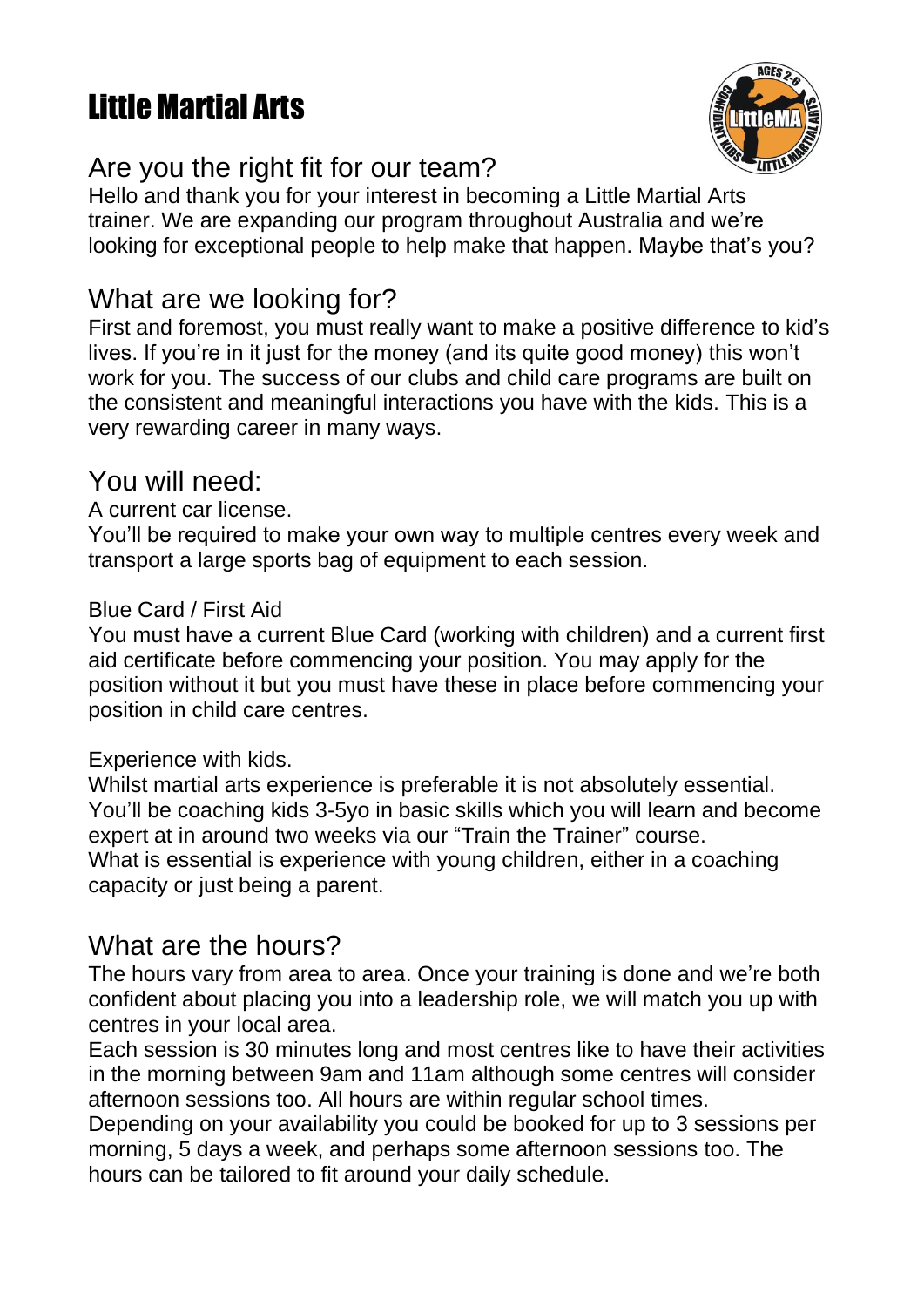# Little Martial Arts

## Are you the right fit for our team?

Hello and thank you for your interest in becoming a Little Martial Arts trainer. We are expanding our program throughout Australia and we're looking for exceptional people to help make that happen. Maybe that's you?

## What are we looking for?

First and foremost, you must really want to make a positive difference to kid's lives. If you're in it just for the money (and its quite good money) this won't work for you. The success of our clubs and child care programs are built on the consistent and meaningful interactions you have with the kids. This is a very rewarding career in many ways.

## You will need:

A current car license.
You'll be required to make your own way to multiple centres every week and transport a large sports bag of equipment to each session.

Blue Card / First Aid
You must have a current Blue Card (working with children) and a current first aid certificate before commencing your position. You may apply for the position without it but you must have these in place before commencing your position in child care centres.

Experience with kids.
Whilst martial arts experience is preferable it is not absolutely essential. You'll be coaching kids 3-5yo in basic skills which you will learn and become expert at in around two weeks via our "Train the Trainer" course.
What is essential is experience with young children, either in a coaching capacity or just being a parent.

## What are the hours?

The hours vary from area to area. Once your training is done and we're both confident about placing you into a leadership role, we will match you up with centres in your local area.
Each session is 30 minutes long and most centres like to have their activities in the morning between 9am and 11am although some centres will consider afternoon sessions too. All hours are within regular school times.
Depending on your availability you could be booked for up to 3 sessions per morning, 5 days a week, and perhaps some afternoon sessions too. The hours can be tailored to fit around your daily schedule.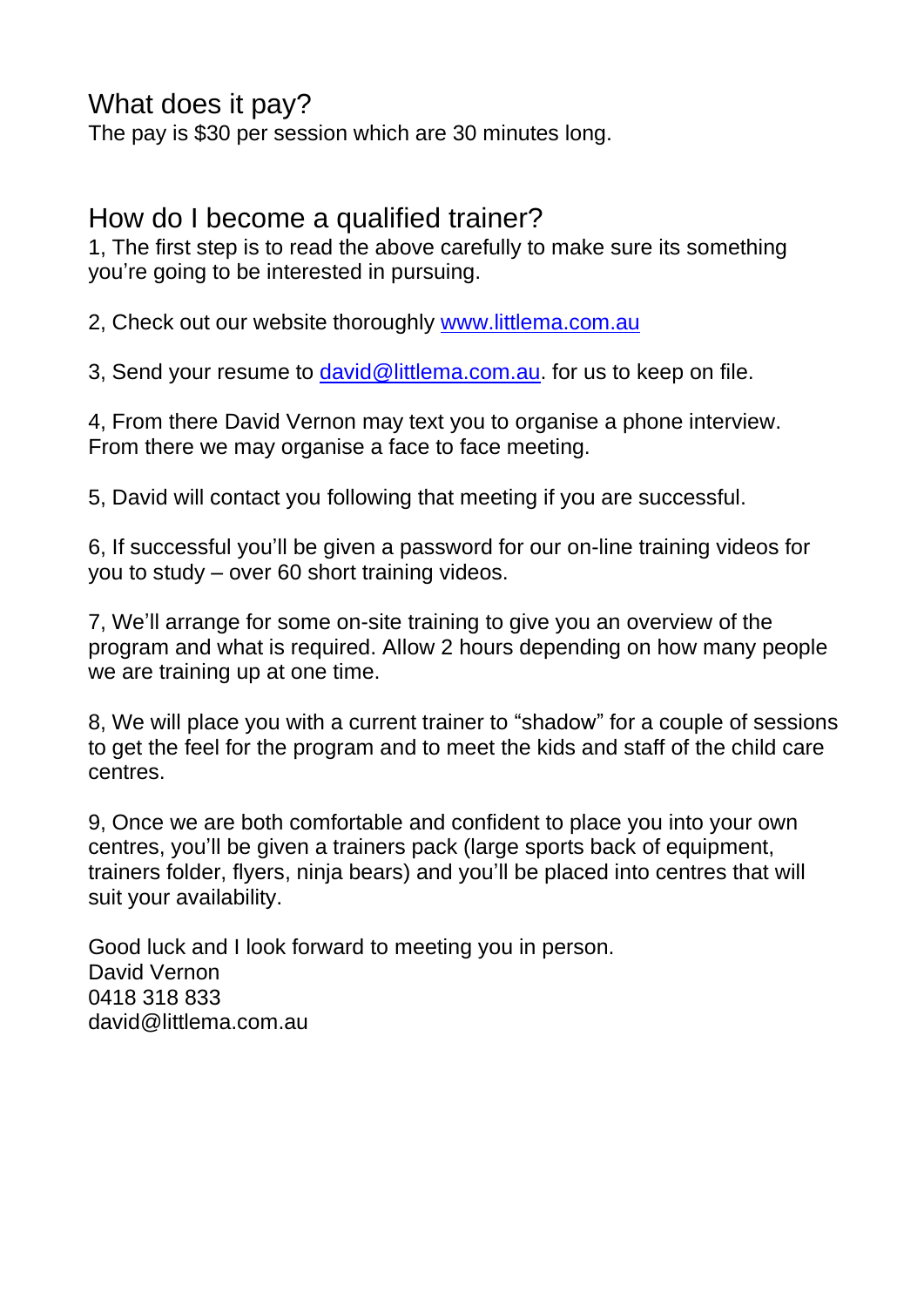## What does it pay?

The pay is $30 per session which are 30 minutes long.

## How do I become a qualified trainer?

1, The first step is to read the above carefully to make sure its something you're going to be interested in pursuing.

2, Check out our website thoroughly [www.littlema.com.au](http://www.littlema.com.au)

3, Send your resume to [david@littlema.com.au](mailto:david@littlema.com.au). for us to keep on file.

4, From there David Vernon may text you to organise a phone interview. From there we may organise a face to face meeting.

5, David will contact you following that meeting if you are successful.

6, If successful you'll be given a password for our on-line training videos for you to study – over 60 short training videos.

7, We'll arrange for some on-site training to give you an overview of the program and what is required. Allow 2 hours depending on how many people we are training up at one time.

8, We will place you with a current trainer to "shadow" for a couple of sessions to get the feel for the program and to meet the kids and staff of the child care centres.

9, Once we are both comfortable and confident to place you into your own centres, you'll be given a trainers pack (large sports back of equipment, trainers folder, flyers, ninja bears) and you'll be placed into centres that will suit your availability.

Good luck and I look forward to meeting you in person.
David Vernon
0418 318 833
david@littlema.com.au